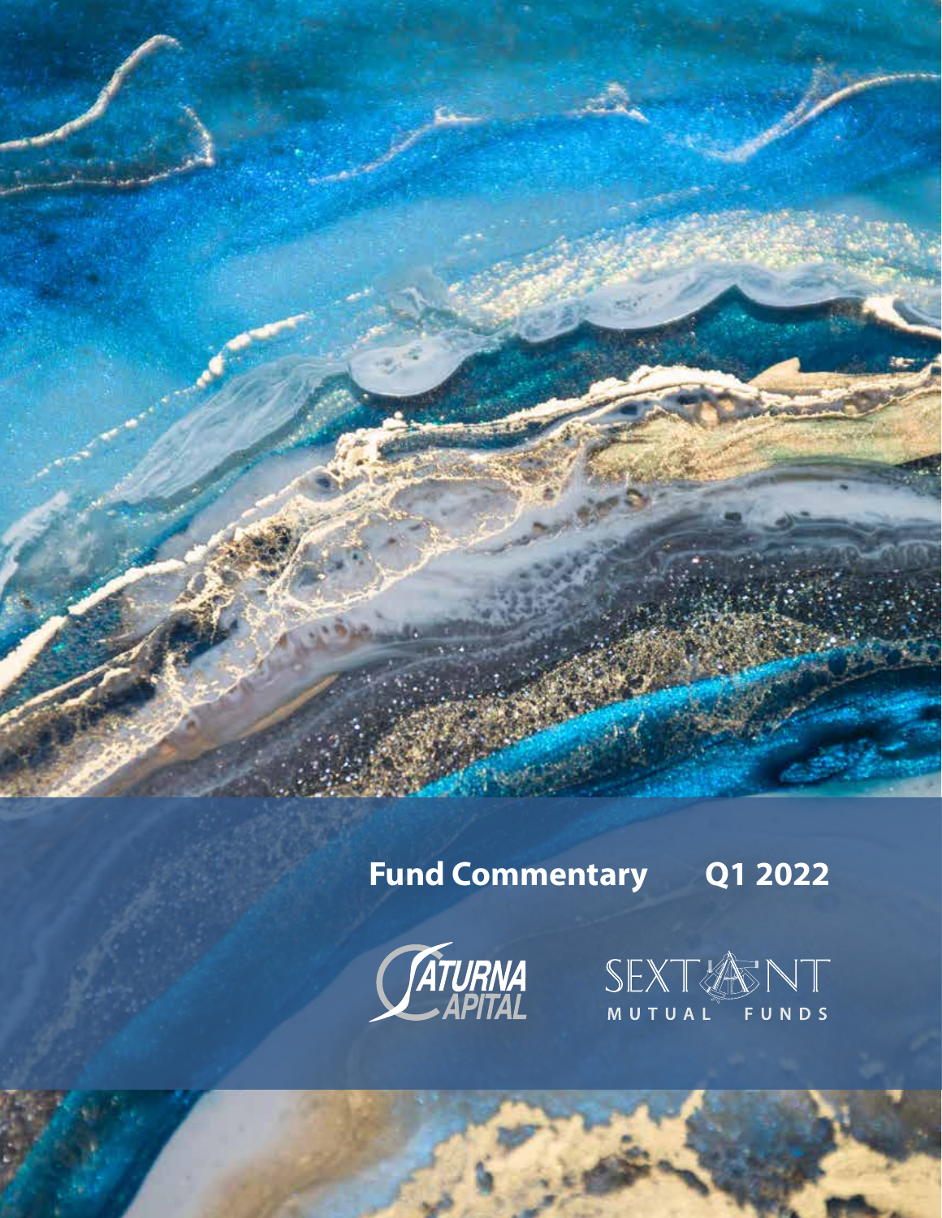# Fund Commentary Q1 2022

Saturna Capital

Sextant Mutual Funds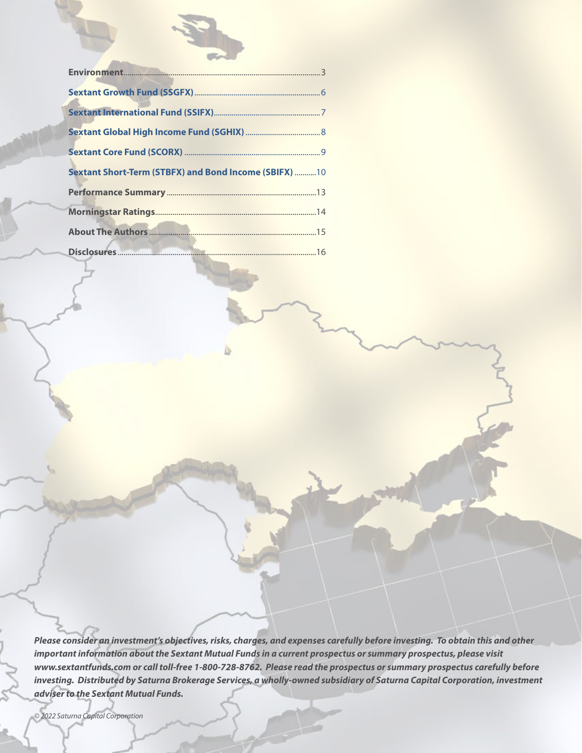**Environment** ... 3

**Sextant Growth Fund (SSGFX)** ... 6

**Sextant International Fund (SSIFX)** ... 7

**Sextant Global High Income Fund (SGHIX)** ... 8

**Sextant Core Fund (SCORX)** ... 9

**Sextant Short-Term (STBFX) and Bond Income (SBIFX)** ... 10

**Performance Summary** ... 13

**Morningstar Ratings** ... 14

**About The Authors** ... 15

**Disclosures** ... 16

***Please consider an investment's objectives, risks, charges, and expenses carefully before investing. To obtain this and other important information about the Sextant Mutual Funds in a current prospectus or summary prospectus, please visit www.sextantfunds.com or call toll-free 1-800-728-8762. Please read the prospectus or summary prospectus carefully before investing. Distributed by Saturna Brokerage Services, a wholly-owned subsidiary of Saturna Capital Corporation, investment adviser to the Sextant Mutual Funds.***

*© 2022 Saturna Capital Corporation*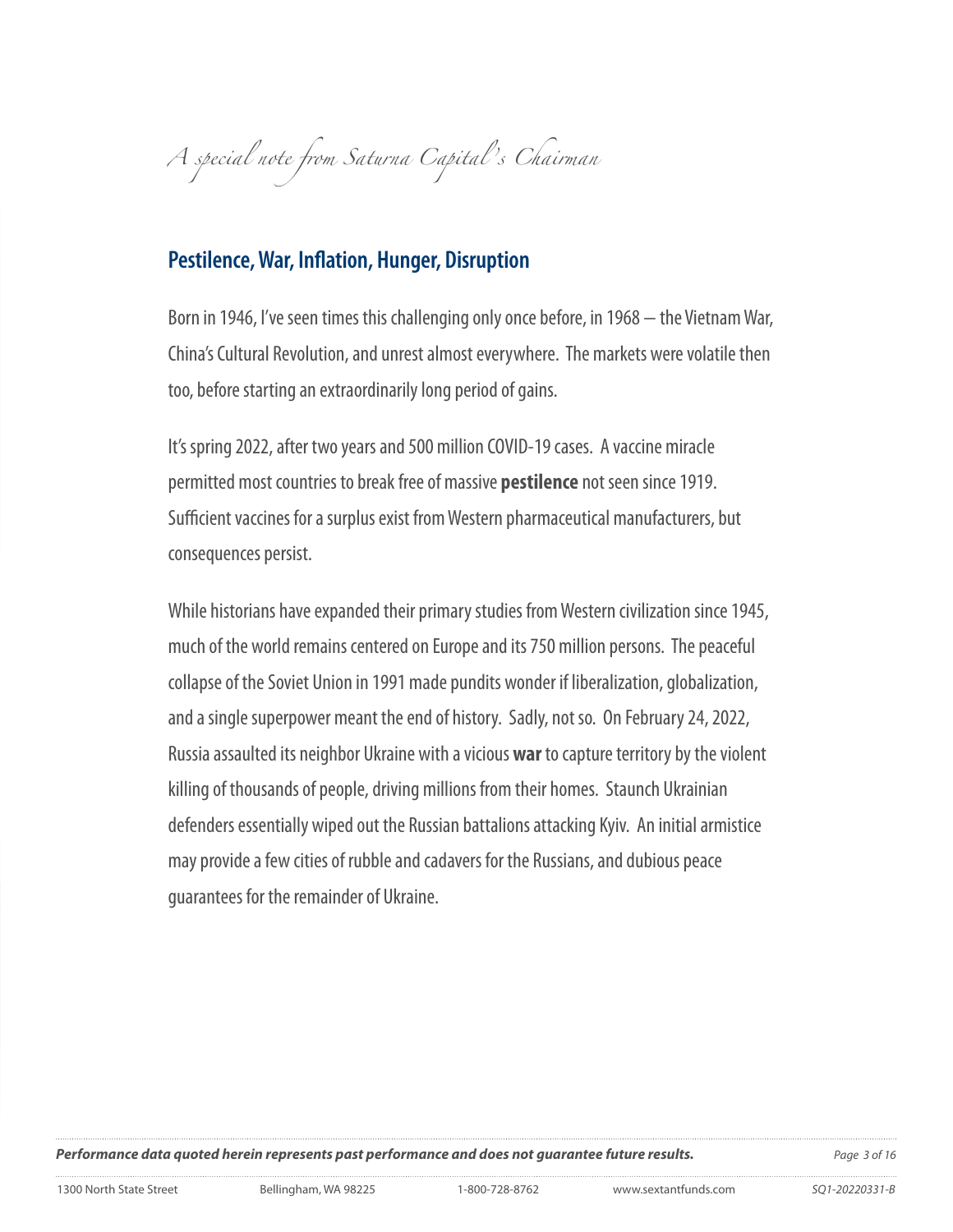*A special note from Saturna Capital's Chairman*

## Pestilence, War, Inflation, Hunger, Disruption

Born in 1946, I've seen times this challenging only once before, in 1968 – the Vietnam War, China's Cultural Revolution, and unrest almost everywhere. The markets were volatile then too, before starting an extraordinarily long period of gains.

It's spring 2022, after two years and 500 million COVID-19 cases. A vaccine miracle permitted most countries to break free of massive **pestilence** not seen since 1919. Sufficient vaccines for a surplus exist from Western pharmaceutical manufacturers, but consequences persist.

While historians have expanded their primary studies from Western civilization since 1945, much of the world remains centered on Europe and its 750 million persons. The peaceful collapse of the Soviet Union in 1991 made pundits wonder if liberalization, globalization, and a single superpower meant the end of history. Sadly, not so. On February 24, 2022, Russia assaulted its neighbor Ukraine with a vicious **war** to capture territory by the violent killing of thousands of people, driving millions from their homes. Staunch Ukrainian defenders essentially wiped out the Russian battalions attacking Kyiv. An initial armistice may provide a few cities of rubble and cadavers for the Russians, and dubious peace guarantees for the remainder of Ukraine.

***Performance data quoted herein represents past performance and does not guarantee future results.***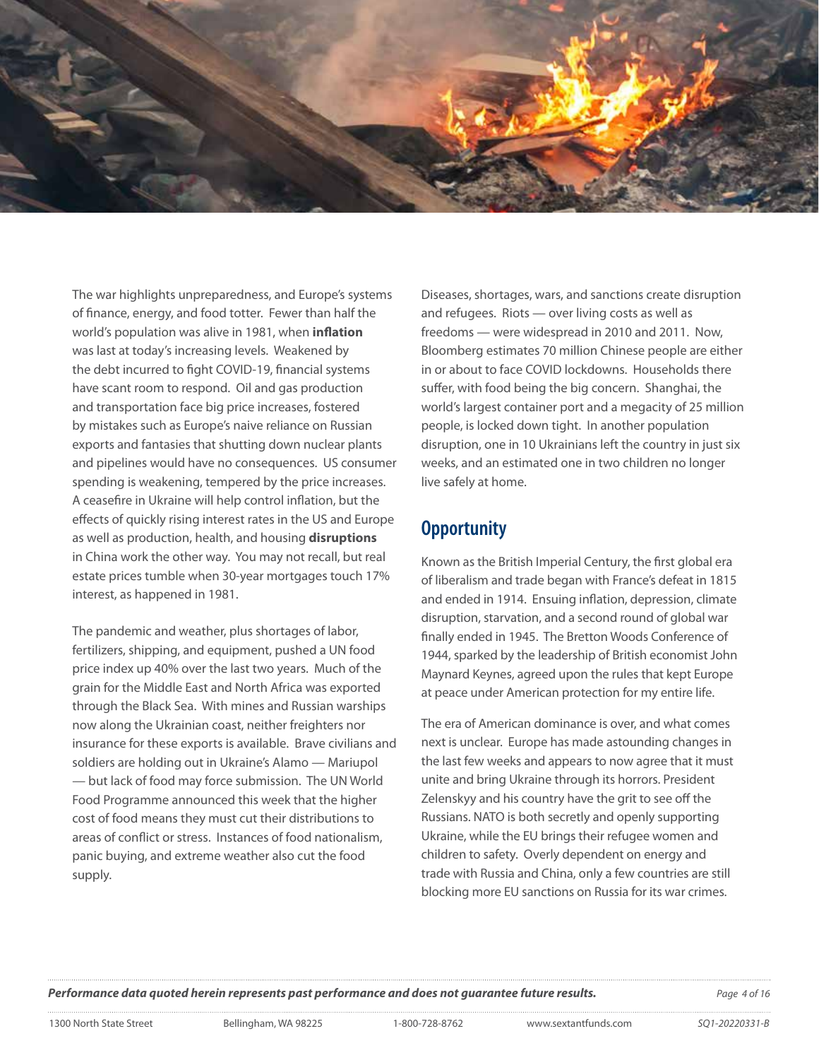The war highlights unpreparedness, and Europe's systems of finance, energy, and food totter. Fewer than half the world's population was alive in 1981, when **inflation** was last at today's increasing levels. Weakened by the debt incurred to fight COVID-19, financial systems have scant room to respond. Oil and gas production and transportation face big price increases, fostered by mistakes such as Europe's naive reliance on Russian exports and fantasies that shutting down nuclear plants and pipelines would have no consequences. US consumer spending is weakening, tempered by the price increases. A ceasefire in Ukraine will help control inflation, but the effects of quickly rising interest rates in the US and Europe as well as production, health, and housing **disruptions** in China work the other way. You may not recall, but real estate prices tumble when 30-year mortgages touch 17% interest, as happened in 1981.

The pandemic and weather, plus shortages of labor, fertilizers, shipping, and equipment, pushed a UN food price index up 40% over the last two years. Much of the grain for the Middle East and North Africa was exported through the Black Sea. With mines and Russian warships now along the Ukrainian coast, neither freighters nor insurance for these exports is available. Brave civilians and soldiers are holding out in Ukraine's Alamo — Mariupol — but lack of food may force submission. The UN World Food Programme announced this week that the higher cost of food means they must cut their distributions to areas of conflict or stress. Instances of food nationalism, panic buying, and extreme weather also cut the food supply.

Diseases, shortages, wars, and sanctions create disruption and refugees. Riots — over living costs as well as freedoms — were widespread in 2010 and 2011. Now, Bloomberg estimates 70 million Chinese people are either in or about to face COVID lockdowns. Households there suffer, with food being the big concern. Shanghai, the world's largest container port and a megacity of 25 million people, is locked down tight. In another population disruption, one in 10 Ukrainians left the country in just six weeks, and an estimated one in two children no longer live safely at home.

## Opportunity

Known as the British Imperial Century, the first global era of liberalism and trade began with France's defeat in 1815 and ended in 1914. Ensuing inflation, depression, climate disruption, starvation, and a second round of global war finally ended in 1945. The Bretton Woods Conference of 1944, sparked by the leadership of British economist John Maynard Keynes, agreed upon the rules that kept Europe at peace under American protection for my entire life.

The era of American dominance is over, and what comes next is unclear. Europe has made astounding changes in the last few weeks and appears to now agree that it must unite and bring Ukraine through its horrors. President Zelenskyy and his country have the grit to see off the Russians. NATO is both secretly and openly supporting Ukraine, while the EU brings their refugee women and children to safety. Overly dependent on energy and trade with Russia and China, only a few countries are still blocking more EU sanctions on Russia for its war crimes.

***Performance data quoted herein represents past performance and does not guarantee future results.***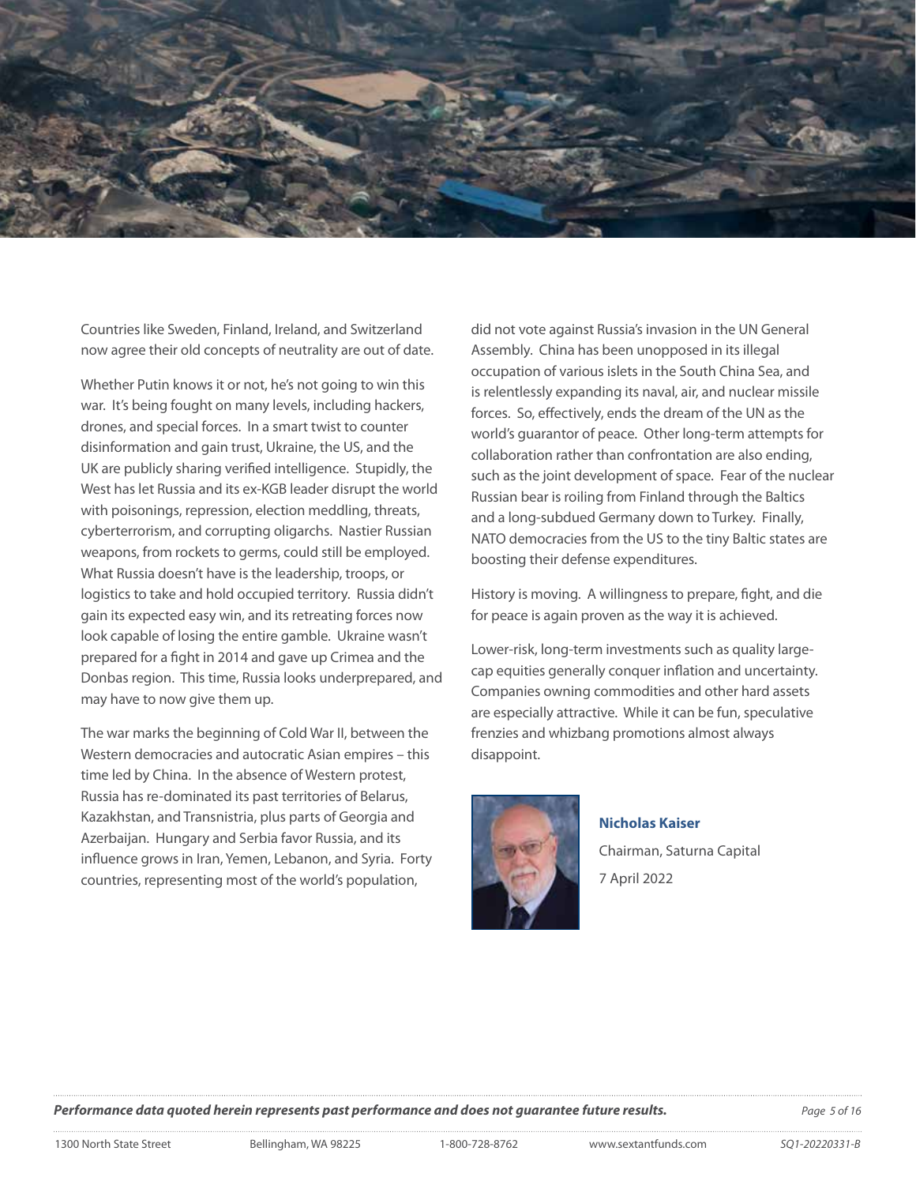Countries like Sweden, Finland, Ireland, and Switzerland now agree their old concepts of neutrality are out of date.

Whether Putin knows it or not, he's not going to win this war. It's being fought on many levels, including hackers, drones, and special forces. In a smart twist to counter disinformation and gain trust, Ukraine, the US, and the UK are publicly sharing verified intelligence. Stupidly, the West has let Russia and its ex-KGB leader disrupt the world with poisonings, repression, election meddling, threats, cyberterrorism, and corrupting oligarchs. Nastier Russian weapons, from rockets to germs, could still be employed. What Russia doesn't have is the leadership, troops, or logistics to take and hold occupied territory. Russia didn't gain its expected easy win, and its retreating forces now look capable of losing the entire gamble. Ukraine wasn't prepared for a fight in 2014 and gave up Crimea and the Donbas region. This time, Russia looks underprepared, and may have to now give them up.

The war marks the beginning of Cold War II, between the Western democracies and autocratic Asian empires – this time led by China. In the absence of Western protest, Russia has re-dominated its past territories of Belarus, Kazakhstan, and Transnistria, plus parts of Georgia and Azerbaijan. Hungary and Serbia favor Russia, and its influence grows in Iran, Yemen, Lebanon, and Syria. Forty countries, representing most of the world's population, did not vote against Russia's invasion in the UN General Assembly. China has been unopposed in its illegal occupation of various islets in the South China Sea, and is relentlessly expanding its naval, air, and nuclear missile forces. So, effectively, ends the dream of the UN as the world's guarantor of peace. Other long-term attempts for collaboration rather than confrontation are also ending, such as the joint development of space. Fear of the nuclear Russian bear is roiling from Finland through the Baltics and a long-subdued Germany down to Turkey. Finally, NATO democracies from the US to the tiny Baltic states are boosting their defense expenditures.

History is moving. A willingness to prepare, fight, and die for peace is again proven as the way it is achieved.

Lower-risk, long-term investments such as quality large-cap equities generally conquer inflation and uncertainty. Companies owning commodities and other hard assets are especially attractive. While it can be fun, speculative frenzies and whizbang promotions almost always disappoint.

**Nicholas Kaiser**
Chairman, Saturna Capital
7 April 2022

***Performance data quoted herein represents past performance and does not guarantee future results.***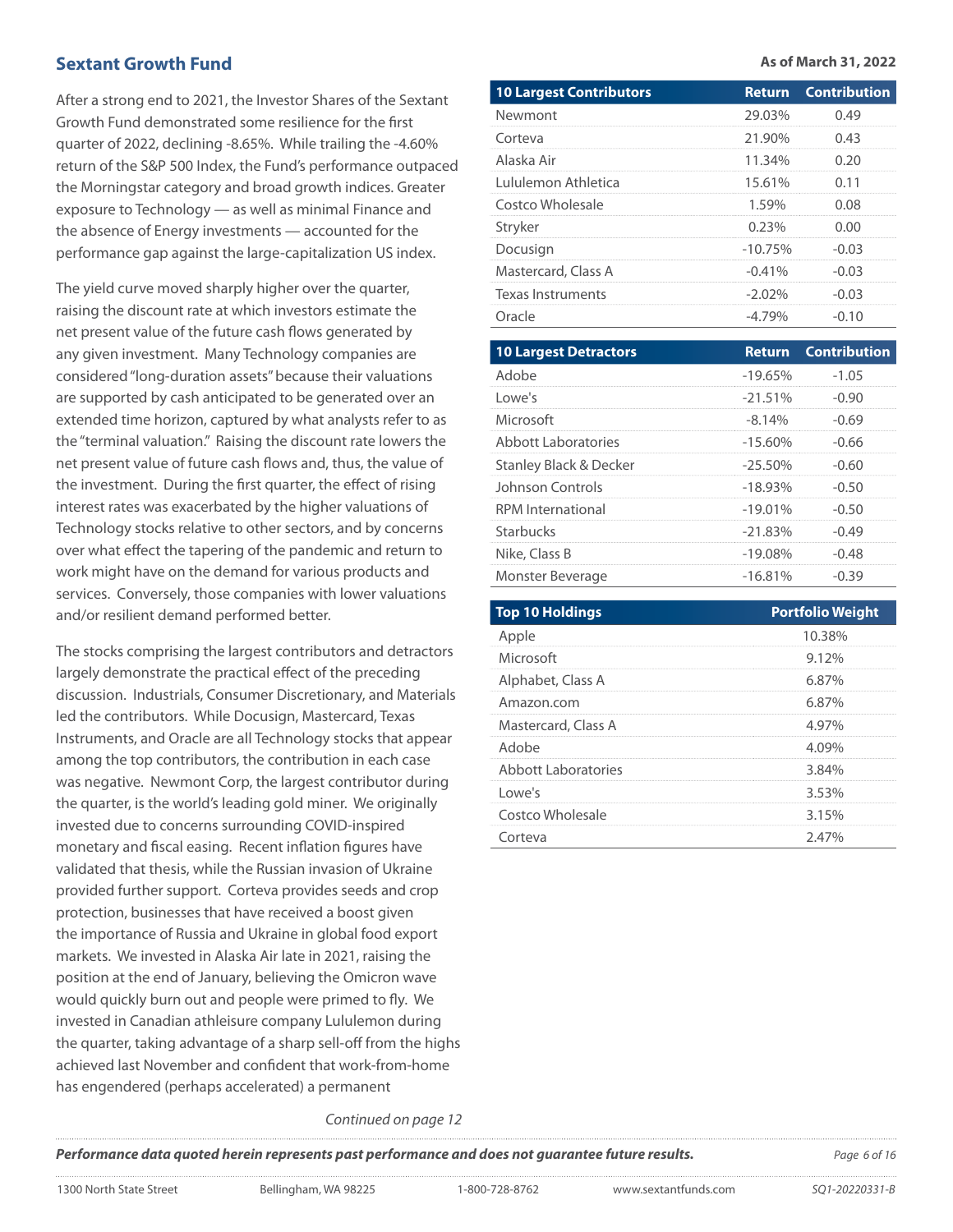## Sextant Growth Fund

As of March 31, 2022

After a strong end to 2021, the Investor Shares of the Sextant Growth Fund demonstrated some resilience for the first quarter of 2022, declining -8.65%. While trailing the -4.60% return of the S&P 500 Index, the Fund's performance outpaced the Morningstar category and broad growth indices. Greater exposure to Technology — as well as minimal Finance and the absence of Energy investments — accounted for the performance gap against the large-capitalization US index.

The yield curve moved sharply higher over the quarter, raising the discount rate at which investors estimate the net present value of the future cash flows generated by any given investment. Many Technology companies are considered "long-duration assets" because their valuations are supported by cash anticipated to be generated over an extended time horizon, captured by what analysts refer to as the "terminal valuation." Raising the discount rate lowers the net present value of future cash flows and, thus, the value of the investment. During the first quarter, the effect of rising interest rates was exacerbated by the higher valuations of Technology stocks relative to other sectors, and by concerns over what effect the tapering of the pandemic and return to work might have on the demand for various products and services. Conversely, those companies with lower valuations and/or resilient demand performed better.

The stocks comprising the largest contributors and detractors largely demonstrate the practical effect of the preceding discussion. Industrials, Consumer Discretionary, and Materials led the contributors. While Docusign, Mastercard, Texas Instruments, and Oracle are all Technology stocks that appear among the top contributors, the contribution in each case was negative. Newmont Corp, the largest contributor during the quarter, is the world's leading gold miner. We originally invested due to concerns surrounding COVID-inspired monetary and fiscal easing. Recent inflation figures have validated that thesis, while the Russian invasion of Ukraine provided further support. Corteva provides seeds and crop protection, businesses that have received a boost given the importance of Russia and Ukraine in global food export markets. We invested in Alaska Air late in 2021, raising the position at the end of January, believing the Omicron wave would quickly burn out and people were primed to fly. We invested in Canadian athleisure company Lululemon during the quarter, taking advantage of a sharp sell-off from the highs achieved last November and confident that work-from-home has engendered (perhaps accelerated) a permanent

*Continued on page 12*

| 10 Largest Contributors | Return | Contribution |
|---|---|---|
| Newmont | 29.03% | 0.49 |
| Corteva | 21.90% | 0.43 |
| Alaska Air | 11.34% | 0.20 |
| Lululemon Athletica | 15.61% | 0.11 |
| Costco Wholesale | 1.59% | 0.08 |
| Stryker | 0.23% | 0.00 |
| Docusign | -10.75% | -0.03 |
| Mastercard, Class A | -0.41% | -0.03 |
| Texas Instruments | -2.02% | -0.03 |
| Oracle | -4.79% | -0.10 |

| 10 Largest Detractors | Return | Contribution |
|---|---|---|
| Adobe | -19.65% | -1.05 |
| Lowe's | -21.51% | -0.90 |
| Microsoft | -8.14% | -0.69 |
| Abbott Laboratories | -15.60% | -0.66 |
| Stanley Black & Decker | -25.50% | -0.60 |
| Johnson Controls | -18.93% | -0.50 |
| RPM International | -19.01% | -0.50 |
| Starbucks | -21.83% | -0.49 |
| Nike, Class B | -19.08% | -0.48 |
| Monster Beverage | -16.81% | -0.39 |

| Top 10 Holdings | Portfolio Weight |
|---|---|
| Apple | 10.38% |
| Microsoft | 9.12% |
| Alphabet, Class A | 6.87% |
| Amazon.com | 6.87% |
| Mastercard, Class A | 4.97% |
| Adobe | 4.09% |
| Abbott Laboratories | 3.84% |
| Lowe's | 3.53% |
| Costco Wholesale | 3.15% |
| Corteva | 2.47% |

***Performance data quoted herein represents past performance and does not guarantee future results.***

1300 North State Street | Bellingham, WA 98225 | 1-800-728-8762 | www.sextantfunds.com | SQ1-20220331-B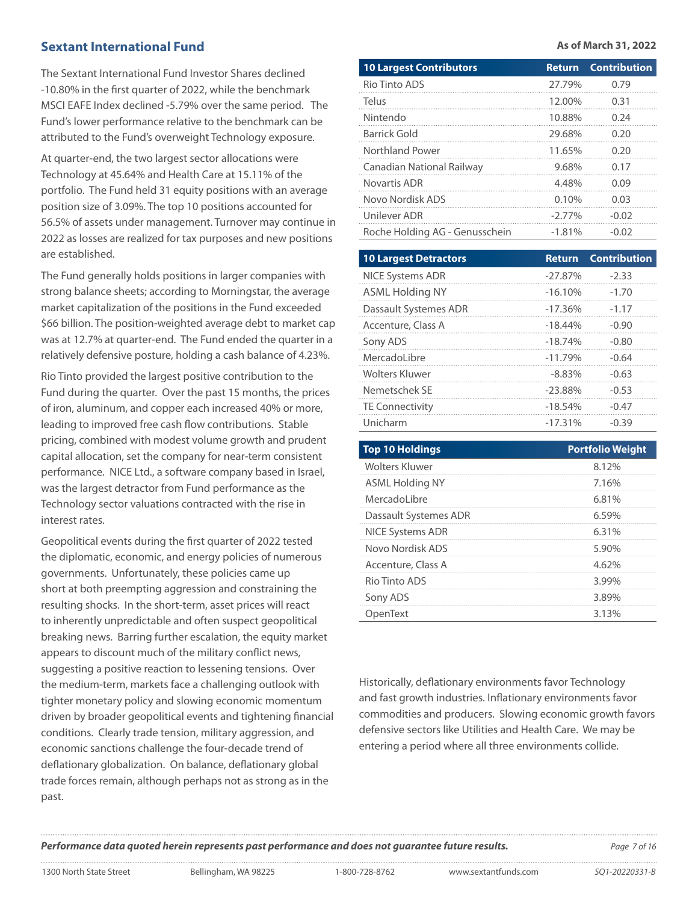## Sextant International Fund

As of March 31, 2022

The Sextant International Fund Investor Shares declined -10.80% in the first quarter of 2022, while the benchmark MSCI EAFE Index declined -5.79% over the same period. The Fund's lower performance relative to the benchmark can be attributed to the Fund's overweight Technology exposure.

At quarter-end, the two largest sector allocations were Technology at 45.64% and Health Care at 15.11% of the portfolio. The Fund held 31 equity positions with an average position size of 3.09%. The top 10 positions accounted for 56.5% of assets under management. Turnover may continue in 2022 as losses are realized for tax purposes and new positions are established.

The Fund generally holds positions in larger companies with strong balance sheets; according to Morningstar, the average market capitalization of the positions in the Fund exceeded $66 billion. The position-weighted average debt to market cap was at 12.7% at quarter-end. The Fund ended the quarter in a relatively defensive posture, holding a cash balance of 4.23%.

Rio Tinto provided the largest positive contribution to the Fund during the quarter. Over the past 15 months, the prices of iron, aluminum, and copper each increased 40% or more, leading to improved free cash flow contributions. Stable pricing, combined with modest volume growth and prudent capital allocation, set the company for near-term consistent performance. NICE Ltd., a software company based in Israel, was the largest detractor from Fund performance as the Technology sector valuations contracted with the rise in interest rates.

Geopolitical events during the first quarter of 2022 tested the diplomatic, economic, and energy policies of numerous governments. Unfortunately, these policies came up short at both preempting aggression and constraining the resulting shocks. In the short-term, asset prices will react to inherently unpredictable and often suspect geopolitical breaking news. Barring further escalation, the equity market appears to discount much of the military conflict news, suggesting a positive reaction to lessening tensions. Over the medium-term, markets face a challenging outlook with tighter monetary policy and slowing economic momentum driven by broader geopolitical events and tightening financial conditions. Clearly trade tension, military aggression, and economic sanctions challenge the four-decade trend of deflationary globalization. On balance, deflationary global trade forces remain, although perhaps not as strong as in the past.

| 10 Largest Contributors | Return | Contribution |
|---|---|---|
| Rio Tinto ADS | 27.79% | 0.79 |
| Telus | 12.00% | 0.31 |
| Nintendo | 10.88% | 0.24 |
| Barrick Gold | 29.68% | 0.20 |
| Northland Power | 11.65% | 0.20 |
| Canadian National Railway | 9.68% | 0.17 |
| Novartis ADR | 4.48% | 0.09 |
| Novo Nordisk ADS | 0.10% | 0.03 |
| Unilever ADR | -2.77% | -0.02 |
| Roche Holding AG - Genusschein | -1.81% | -0.02 |

| 10 Largest Detractors | Return | Contribution |
|---|---|---|
| NICE Systems ADR | -27.87% | -2.33 |
| ASML Holding NY | -16.10% | -1.70 |
| Dassault Systemes ADR | -17.36% | -1.17 |
| Accenture, Class A | -18.44% | -0.90 |
| Sony ADS | -18.74% | -0.80 |
| MercadoLibre | -11.79% | -0.64 |
| Wolters Kluwer | -8.83% | -0.63 |
| Nemetschek SE | -23.88% | -0.53 |
| TE Connectivity | -18.54% | -0.47 |
| Unicharm | -17.31% | -0.39 |

| Top 10 Holdings | Portfolio Weight |
|---|---|
| Wolters Kluwer | 8.12% |
| ASML Holding NY | 7.16% |
| MercadoLibre | 6.81% |
| Dassault Systemes ADR | 6.59% |
| NICE Systems ADR | 6.31% |
| Novo Nordisk ADS | 5.90% |
| Accenture, Class A | 4.62% |
| Rio Tinto ADS | 3.99% |
| Sony ADS | 3.89% |
| OpenText | 3.13% |

Historically, deflationary environments favor Technology and fast growth industries. Inflationary environments favor commodities and producers. Slowing economic growth favors defensive sectors like Utilities and Health Care. We may be entering a period where all three environments collide.

***Performance data quoted herein represents past performance and does not guarantee future results.***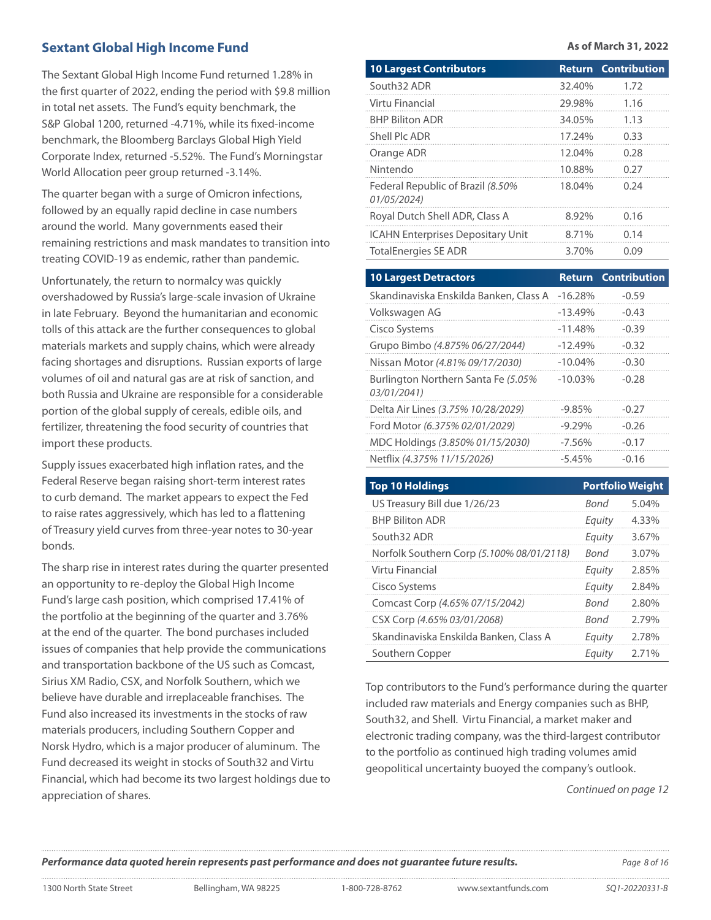## Sextant Global High Income Fund

**As of March 31, 2022**

The Sextant Global High Income Fund returned 1.28% in the first quarter of 2022, ending the period with $9.8 million in total net assets. The Fund's equity benchmark, the S&P Global 1200, returned -4.71%, while its fixed-income benchmark, the Bloomberg Barclays Global High Yield Corporate Index, returned -5.52%. The Fund's Morningstar World Allocation peer group returned -3.14%.

The quarter began with a surge of Omicron infections, followed by an equally rapid decline in case numbers around the world. Many governments eased their remaining restrictions and mask mandates to transition into treating COVID-19 as endemic, rather than pandemic.

Unfortunately, the return to normalcy was quickly overshadowed by Russia's large-scale invasion of Ukraine in late February. Beyond the humanitarian and economic tolls of this attack are the further consequences to global materials markets and supply chains, which were already facing shortages and disruptions. Russian exports of large volumes of oil and natural gas are at risk of sanction, and both Russia and Ukraine are responsible for a considerable portion of the global supply of cereals, edible oils, and fertilizer, threatening the food security of countries that import these products.

Supply issues exacerbated high inflation rates, and the Federal Reserve began raising short-term interest rates to curb demand. The market appears to expect the Fed to raise rates aggressively, which has led to a flattening of Treasury yield curves from three-year notes to 30-year bonds.

The sharp rise in interest rates during the quarter presented an opportunity to re-deploy the Global High Income Fund's large cash position, which comprised 17.41% of the portfolio at the beginning of the quarter and 3.76% at the end of the quarter. The bond purchases included issues of companies that help provide the communications and transportation backbone of the US such as Comcast, Sirius XM Radio, CSX, and Norfolk Southern, which we believe have durable and irreplaceable franchises. The Fund also increased its investments in the stocks of raw materials producers, including Southern Copper and Norsk Hydro, which is a major producer of aluminum. The Fund decreased its weight in stocks of South32 and Virtu Financial, which had become its two largest holdings due to appreciation of shares.

| 10 Largest Contributors | Return | Contribution |
|---|---|---|
| South32 ADR | 32.40% | 1.72 |
| Virtu Financial | 29.98% | 1.16 |
| BHP Biliton ADR | 34.05% | 1.13 |
| Shell Plc ADR | 17.24% | 0.33 |
| Orange ADR | 12.04% | 0.28 |
| Nintendo | 10.88% | 0.27 |
| Federal Republic of Brazil *(8.50% 01/05/2024)* | 18.04% | 0.24 |
| Royal Dutch Shell ADR, Class A | 8.92% | 0.16 |
| ICAHN Enterprises Depositary Unit | 8.71% | 0.14 |
| TotalEnergies SE ADR | 3.70% | 0.09 |

| 10 Largest Detractors | Return | Contribution |
|---|---|---|
| Skandinaviska Enskilda Banken, Class A | -16.28% | -0.59 |
| Volkswagen AG | -13.49% | -0.43 |
| Cisco Systems | -11.48% | -0.39 |
| Grupo Bimbo *(4.875% 06/27/2044)* | -12.49% | -0.32 |
| Nissan Motor *(4.81% 09/17/2030)* | -10.04% | -0.30 |
| Burlington Northern Santa Fe *(5.05% 03/01/2041)* | -10.03% | -0.28 |
| Delta Air Lines *(3.75% 10/28/2029)* | -9.85% | -0.27 |
| Ford Motor *(6.375% 02/01/2029)* | -9.29% | -0.26 |
| MDC Holdings *(3.850% 01/15/2030)* | -7.56% | -0.17 |
| Netflix *(4.375% 11/15/2026)* | -5.45% | -0.16 |

| Top 10 Holdings | | Portfolio Weight |
|---|---|---|
| US Treasury Bill due 1/26/23 | *Bond* | 5.04% |
| BHP Biliton ADR | *Equity* | 4.33% |
| South32 ADR | *Equity* | 3.67% |
| Norfolk Southern Corp *(5.100% 08/01/2118)* | *Bond* | 3.07% |
| Virtu Financial | *Equity* | 2.85% |
| Cisco Systems | *Equity* | 2.84% |
| Comcast Corp *(4.65% 07/15/2042)* | *Bond* | 2.80% |
| CSX Corp *(4.65% 03/01/2068)* | *Bond* | 2.79% |
| Skandinaviska Enskilda Banken, Class A | *Equity* | 2.78% |
| Southern Copper | *Equity* | 2.71% |

Top contributors to the Fund's performance during the quarter included raw materials and Energy companies such as BHP, South32, and Shell. Virtu Financial, a market maker and electronic trading company, was the third-largest contributor to the portfolio as continued high trading volumes amid geopolitical uncertainty buoyed the company's outlook.

*Continued on page 12*

***Performance data quoted herein represents past performance and does not guarantee future results.***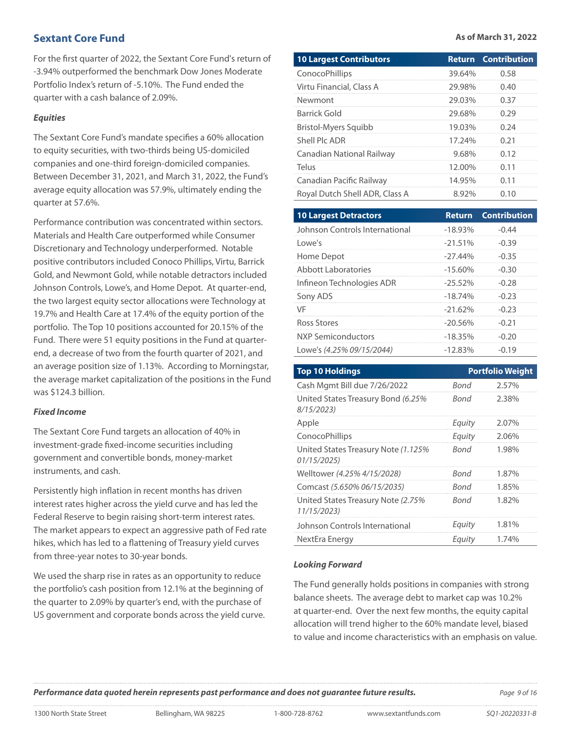## Sextant Core Fund

**As of March 31, 2022**

For the first quarter of 2022, the Sextant Core Fund's return of -3.94% outperformed the benchmark Dow Jones Moderate Portfolio Index's return of -5.10%. The Fund ended the quarter with a cash balance of 2.09%.

### *Equities*

The Sextant Core Fund's mandate specifies a 60% allocation to equity securities, with two-thirds being US-domiciled companies and one-third foreign-domiciled companies. Between December 31, 2021, and March 31, 2022, the Fund's average equity allocation was 57.9%, ultimately ending the quarter at 57.6%.

Performance contribution was concentrated within sectors. Materials and Health Care outperformed while Consumer Discretionary and Technology underperformed. Notable positive contributors included Conoco Phillips, Virtu, Barrick Gold, and Newmont Gold, while notable detractors included Johnson Controls, Lowe's, and Home Depot. At quarter-end, the two largest equity sector allocations were Technology at 19.7% and Health Care at 17.4% of the equity portion of the portfolio. The Top 10 positions accounted for 20.15% of the Fund. There were 51 equity positions in the Fund at quarter-end, a decrease of two from the fourth quarter of 2021, and an average position size of 1.13%. According to Morningstar, the average market capitalization of the positions in the Fund was $124.3 billion.

### *Fixed Income*

The Sextant Core Fund targets an allocation of 40% in investment-grade fixed-income securities including government and convertible bonds, money-market instruments, and cash.

Persistently high inflation in recent months has driven interest rates higher across the yield curve and has led the Federal Reserve to begin raising short-term interest rates. The market appears to expect an aggressive path of Fed rate hikes, which has led to a flattening of Treasury yield curves from three-year notes to 30-year bonds.

We used the sharp rise in rates as an opportunity to reduce the portfolio's cash position from 12.1% at the beginning of the quarter to 2.09% by quarter's end, with the purchase of US government and corporate bonds across the yield curve.

| 10 Largest Contributors | Return | Contribution |
|---|---|---|
| ConocoPhillips | 39.64% | 0.58 |
| Virtu Financial, Class A | 29.98% | 0.40 |
| Newmont | 29.03% | 0.37 |
| Barrick Gold | 29.68% | 0.29 |
| Bristol-Myers Squibb | 19.03% | 0.24 |
| Shell Plc ADR | 17.24% | 0.21 |
| Canadian National Railway | 9.68% | 0.12 |
| Telus | 12.00% | 0.11 |
| Canadian Pacific Railway | 14.95% | 0.11 |
| Royal Dutch Shell ADR, Class A | 8.92% | 0.10 |

| 10 Largest Detractors | Return | Contribution |
|---|---|---|
| Johnson Controls International | -18.93% | -0.44 |
| Lowe's | -21.51% | -0.39 |
| Home Depot | -27.44% | -0.35 |
| Abbott Laboratories | -15.60% | -0.30 |
| Infineon Technologies ADR | -25.52% | -0.28 |
| Sony ADS | -18.74% | -0.23 |
| VF | -21.62% | -0.23 |
| Ross Stores | -20.56% | -0.21 |
| NXP Semiconductors | -18.35% | -0.20 |
| Lowe's *(4.25% 09/15/2044)* | -12.83% | -0.19 |

| Top 10 Holdings | | Portfolio Weight |
|---|---|---|
| Cash Mgmt Bill due 7/26/2022 | *Bond* | 2.57% |
| United States Treasury Bond *(6.25% 8/15/2023)* | *Bond* | 2.38% |
| Apple | *Equity* | 2.07% |
| ConocoPhillips | *Equity* | 2.06% |
| United States Treasury Note *(1.125% 01/15/2025)* | *Bond* | 1.98% |
| Welltower *(4.25% 4/15/2028)* | *Bond* | 1.87% |
| Comcast *(5.650% 06/15/2035)* | *Bond* | 1.85% |
| United States Treasury Note *(2.75% 11/15/2023)* | *Bond* | 1.82% |
| Johnson Controls International | *Equity* | 1.81% |
| NextEra Energy | *Equity* | 1.74% |

### *Looking Forward*

The Fund generally holds positions in companies with strong balance sheets. The average debt to market cap was 10.2% at quarter-end. Over the next few months, the equity capital allocation will trend higher to the 60% mandate level, biased to value and income characteristics with an emphasis on value.

***Performance data quoted herein represents past performance and does not guarantee future results.***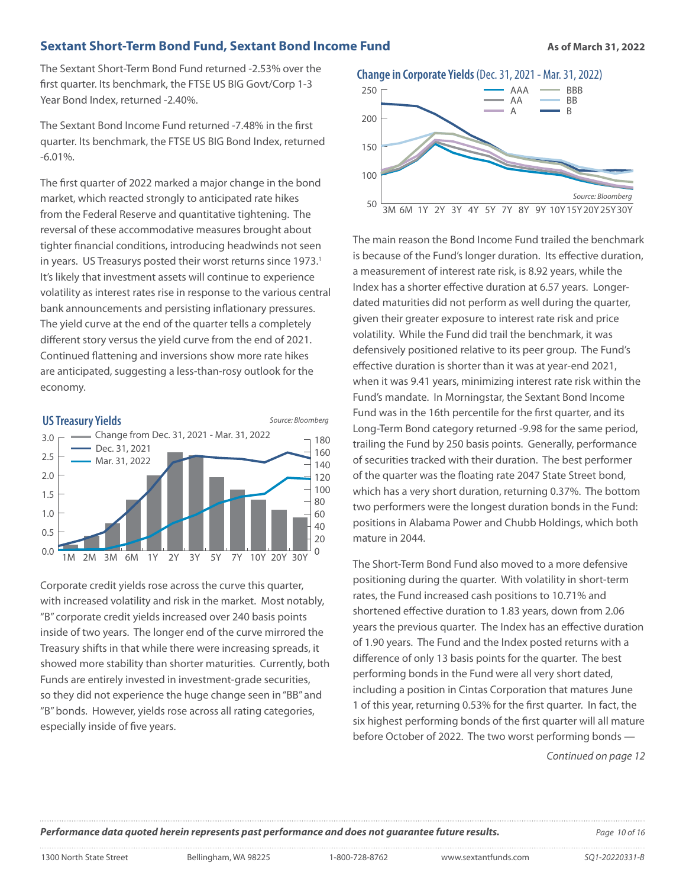## Sextant Short-Term Bond Fund, Sextant Bond Income Fund

**As of March 31, 2022**

The Sextant Short-Term Bond Fund returned -2.53% over the first quarter. Its benchmark, the FTSE US BIG Govt/Corp 1-3 Year Bond Index, returned -2.40%.

The Sextant Bond Income Fund returned -7.48% in the first quarter. Its benchmark, the FTSE US BIG Bond Index, returned -6.01%.

The first quarter of 2022 marked a major change in the bond market, which reacted strongly to anticipated rate hikes from the Federal Reserve and quantitative tightening. The reversal of these accommodative measures brought about tighter financial conditions, introducing headwinds not seen in years. US Treasurys posted their worst returns since 1973.[1] It's likely that investment assets will continue to experience volatility as interest rates rise in response to the various central bank announcements and persisting inflationary pressures. The yield curve at the end of the quarter tells a completely different story versus the yield curve from the end of 2021. Continued flattening and inversions show more rate hikes are anticipated, suggesting a less-than-rosy outlook for the economy.

**US Treasury Yields**

*Source: Bloomberg*

Legend: Change from Dec. 31, 2021 - Mar. 31, 2022; Dec. 31, 2021; Mar. 31, 2022

Corporate credit yields rose across the curve this quarter, with increased volatility and risk in the market. Most notably, "B" corporate credit yields increased over 240 basis points inside of two years. The longer end of the curve mirrored the Treasury shifts in that while there were increasing spreads, it showed more stability than shorter maturities. Currently, both Funds are entirely invested in investment-grade securities, so they did not experience the huge change seen in "BB" and "B" bonds. However, yields rose across all rating categories, especially inside of five years.

**Change in Corporate Yields** (Dec. 31, 2021 - Mar. 31, 2022)

Legend: AAA, AA, A, BBB, BB, B

*Source: Bloomberg*

The main reason the Bond Income Fund trailed the benchmark is because of the Fund's longer duration. Its effective duration, a measurement of interest rate risk, is 8.92 years, while the Index has a shorter effective duration at 6.57 years. Longer-dated maturities did not perform as well during the quarter, given their greater exposure to interest rate risk and price volatility. While the Fund did trail the benchmark, it was defensively positioned relative to its peer group. The Fund's effective duration is shorter than it was at year-end 2021, when it was 9.41 years, minimizing interest rate risk within the Fund's mandate. In Morningstar, the Sextant Bond Income Fund was in the 16th percentile for the first quarter, and its Long-Term Bond category returned -9.98 for the same period, trailing the Fund by 250 basis points. Generally, performance of securities tracked with their duration. The best performer of the quarter was the floating rate 2047 State Street bond, which has a very short duration, returning 0.37%. The bottom two performers were the longest duration bonds in the Fund: positions in Alabama Power and Chubb Holdings, which both mature in 2044.

The Short-Term Bond Fund also moved to a more defensive positioning during the quarter. With volatility in short-term rates, the Fund increased cash positions to 10.71% and shortened effective duration to 1.83 years, down from 2.06 years the previous quarter. The Index has an effective duration of 1.90 years. The Fund and the Index posted returns with a difference of only 13 basis points for the quarter. The best performing bonds in the Fund were all very short dated, including a position in Cintas Corporation that matures June 1 of this year, returning 0.53% for the first quarter. In fact, the six highest performing bonds of the first quarter will all mature before October of 2022. The two worst performing bonds —

*Continued on page 12*

***Performance data quoted herein represents past performance and does not guarantee future results.***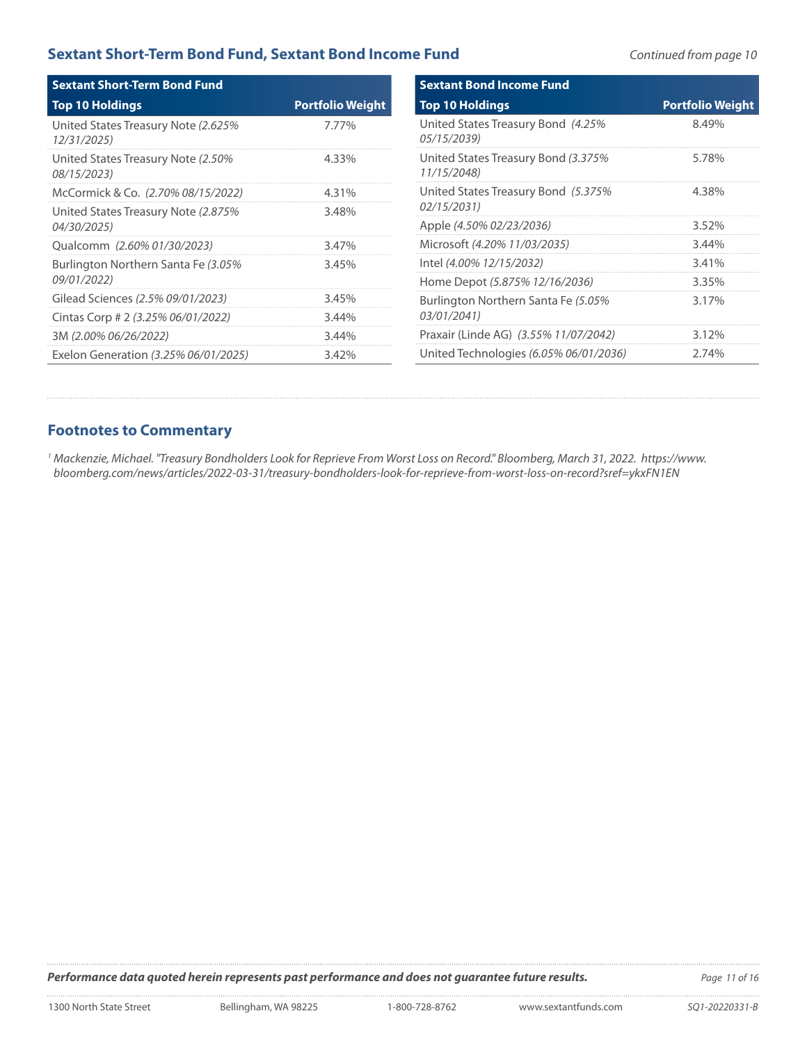## Sextant Short-Term Bond Fund, Sextant Bond Income Fund

*Continued from page 10*

| Sextant Short-Term Bond Fund<br>Top 10 Holdings | Portfolio Weight |
|---|---|
| United States Treasury Note *(2.625% 12/31/2025)* | 7.77% |
| United States Treasury Note *(2.50% 08/15/2023)* | 4.33% |
| McCormick & Co. *(2.70% 08/15/2022)* | 4.31% |
| United States Treasury Note *(2.875% 04/30/2025)* | 3.48% |
| Qualcomm *(2.60% 01/30/2023)* | 3.47% |
| Burlington Northern Santa Fe *(3.05% 09/01/2022)* | 3.45% |
| Gilead Sciences *(2.5% 09/01/2023)* | 3.45% |
| Cintas Corp # 2 *(3.25% 06/01/2022)* | 3.44% |
| 3M *(2.00% 06/26/2022)* | 3.44% |
| Exelon Generation *(3.25% 06/01/2025)* | 3.42% |

| Sextant Bond Income Fund<br>Top 10 Holdings | Portfolio Weight |
|---|---|
| United States Treasury Bond *(4.25% 05/15/2039)* | 8.49% |
| United States Treasury Bond *(3.375% 11/15/2048)* | 5.78% |
| United States Treasury Bond *(5.375% 02/15/2031)* | 4.38% |
| Apple *(4.50% 02/23/2036)* | 3.52% |
| Microsoft *(4.20% 11/03/2035)* | 3.44% |
| Intel *(4.00% 12/15/2032)* | 3.41% |
| Home Depot *(5.875% 12/16/2036)* | 3.35% |
| Burlington Northern Santa Fe *(5.05% 03/01/2041)* | 3.17% |
| Praxair (Linde AG) *(3.55% 11/07/2042)* | 3.12% |
| United Technologies *(6.05% 06/01/2036)* | 2.74% |

## Footnotes to Commentary

[1] *Mackenzie, Michael. "Treasury Bondholders Look for Reprieve From Worst Loss on Record." Bloomberg, March 31, 2022. https://www.bloomberg.com/news/articles/2022-03-31/treasury-bondholders-look-for-reprieve-from-worst-loss-on-record?sref=ykxFN1EN*

***Performance data quoted herein represents past performance and does not guarantee future results.***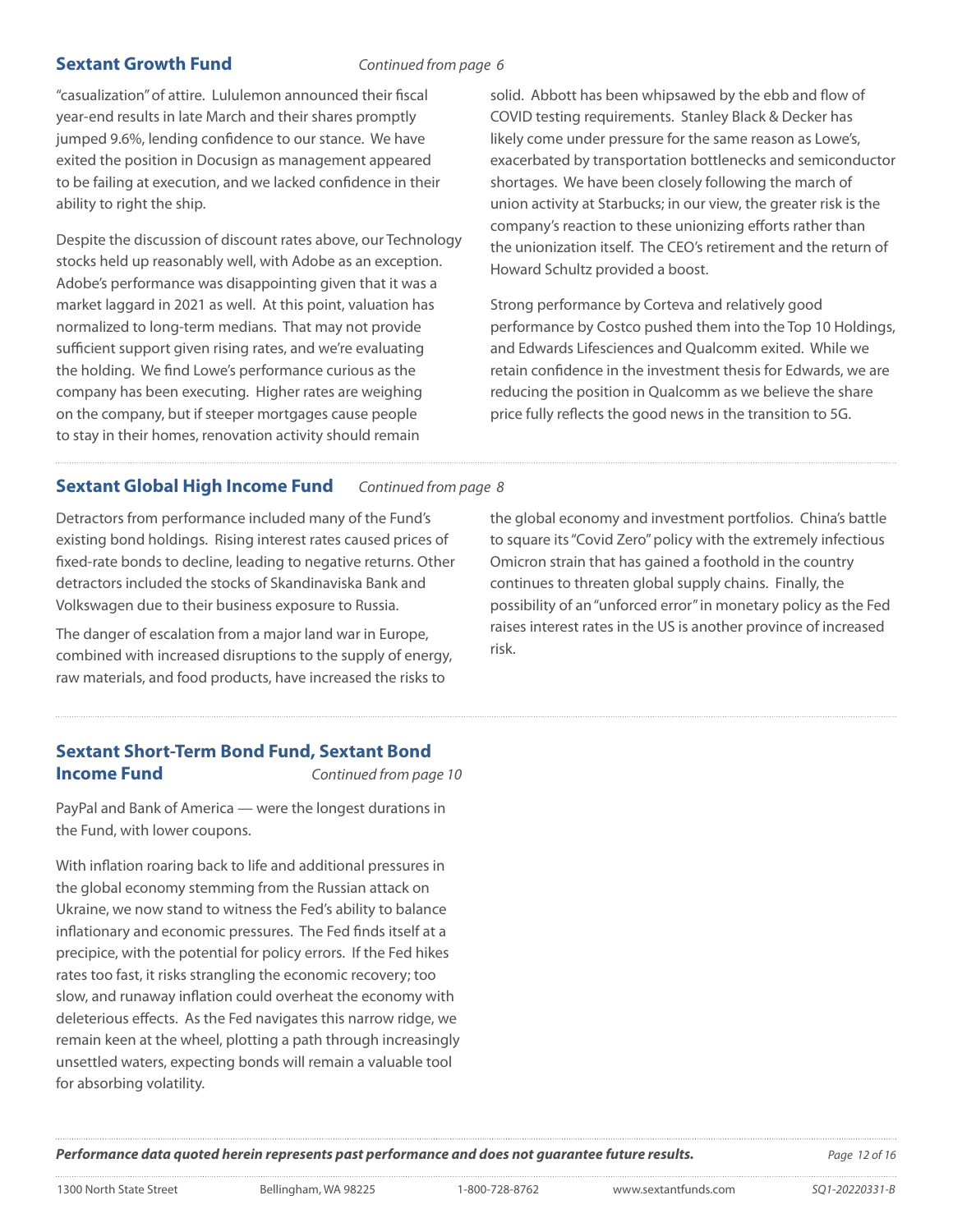## Sextant Growth Fund

*Continued from page 6*

"casualization" of attire. Lululemon announced their fiscal year-end results in late March and their shares promptly jumped 9.6%, lending confidence to our stance. We have exited the position in Docusign as management appeared to be failing at execution, and we lacked confidence in their ability to right the ship.

Despite the discussion of discount rates above, our Technology stocks held up reasonably well, with Adobe as an exception. Adobe's performance was disappointing given that it was a market laggard in 2021 as well. At this point, valuation has normalized to long-term medians. That may not provide sufficient support given rising rates, and we're evaluating the holding. We find Lowe's performance curious as the company has been executing. Higher rates are weighing on the company, but if steeper mortgages cause people to stay in their homes, renovation activity should remain solid. Abbott has been whipsawed by the ebb and flow of COVID testing requirements. Stanley Black & Decker has likely come under pressure for the same reason as Lowe's, exacerbated by transportation bottlenecks and semiconductor shortages. We have been closely following the march of union activity at Starbucks; in our view, the greater risk is the company's reaction to these unionizing efforts rather than the unionization itself. The CEO's retirement and the return of Howard Schultz provided a boost.

Strong performance by Corteva and relatively good performance by Costco pushed them into the Top 10 Holdings, and Edwards Lifesciences and Qualcomm exited. While we retain confidence in the investment thesis for Edwards, we are reducing the position in Qualcomm as we believe the share price fully reflects the good news in the transition to 5G.

## Sextant Global High Income Fund

*Continued from page 8*

Detractors from performance included many of the Fund's existing bond holdings. Rising interest rates caused prices of fixed-rate bonds to decline, leading to negative returns. Other detractors included the stocks of Skandinaviska Bank and Volkswagen due to their business exposure to Russia.

The danger of escalation from a major land war in Europe, combined with increased disruptions to the supply of energy, raw materials, and food products, have increased the risks to the global economy and investment portfolios. China's battle to square its "Covid Zero" policy with the extremely infectious Omicron strain that has gained a foothold in the country continues to threaten global supply chains. Finally, the possibility of an "unforced error" in monetary policy as the Fed raises interest rates in the US is another province of increased risk.

## Sextant Short-Term Bond Fund, Sextant Bond Income Fund

*Continued from page 10*

PayPal and Bank of America — were the longest durations in the Fund, with lower coupons.

With inflation roaring back to life and additional pressures in the global economy stemming from the Russian attack on Ukraine, we now stand to witness the Fed's ability to balance inflationary and economic pressures. The Fed finds itself at a precipice, with the potential for policy errors. If the Fed hikes rates too fast, it risks strangling the economic recovery; too slow, and runaway inflation could overheat the economy with deleterious effects. As the Fed navigates this narrow ridge, we remain keen at the wheel, plotting a path through increasingly unsettled waters, expecting bonds will remain a valuable tool for absorbing volatility.

***Performance data quoted herein represents past performance and does not guarantee future results.***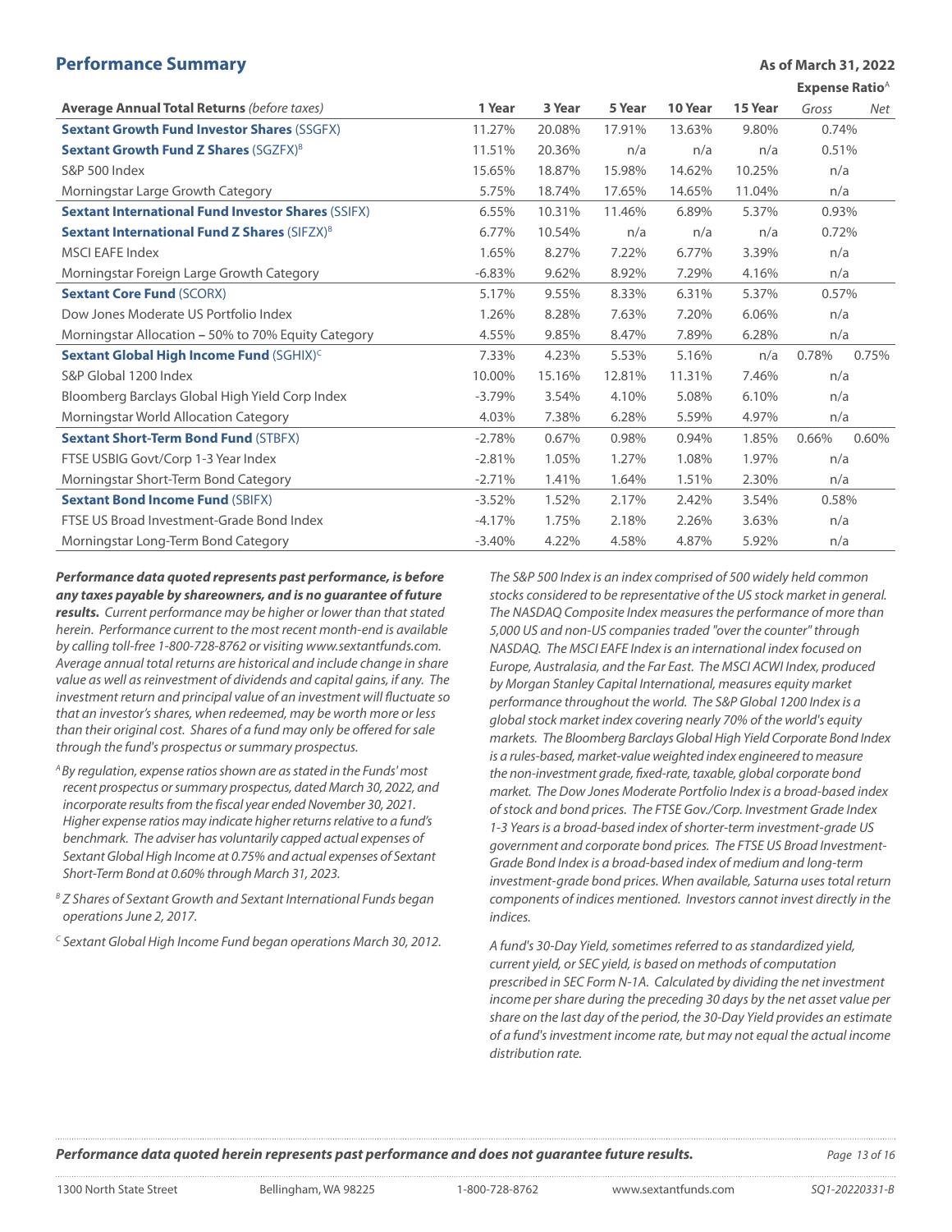## Performance Summary

**As of March 31, 2022**

| Average Annual Total Returns *(before taxes)* | 1 Year | 3 Year | 5 Year | 10 Year | 15 Year | Expense Ratio[A] Gross | Net |
|---|---|---|---|---|---|---|---|
| **Sextant Growth Fund Investor Shares** (SSGFX) | 11.27% | 20.08% | 17.91% | 13.63% | 9.80% | 0.74% | |
| **Sextant Growth Fund Z Shares** (SGZFX)[B] | 11.51% | 20.36% | n/a | n/a | n/a | 0.51% | |
| S&P 500 Index | 15.65% | 18.87% | 15.98% | 14.62% | 10.25% | n/a | |
| Morningstar Large Growth Category | 5.75% | 18.74% | 17.65% | 14.65% | 11.04% | n/a | |
| **Sextant International Fund Investor Shares** (SSIFX) | 6.55% | 10.31% | 11.46% | 6.89% | 5.37% | 0.93% | |
| **Sextant International Fund Z Shares** (SIFZX)[B] | 6.77% | 10.54% | n/a | n/a | n/a | 0.72% | |
| MSCI EAFE Index | 1.65% | 8.27% | 7.22% | 6.77% | 3.39% | n/a | |
| Morningstar Foreign Large Growth Category | -6.83% | 9.62% | 8.92% | 7.29% | 4.16% | n/a | |
| **Sextant Core Fund** (SCORX) | 5.17% | 9.55% | 8.33% | 6.31% | 5.37% | 0.57% | |
| Dow Jones Moderate US Portfolio Index | 1.26% | 8.28% | 7.63% | 7.20% | 6.06% | n/a | |
| Morningstar Allocation – 50% to 70% Equity Category | 4.55% | 9.85% | 8.47% | 7.89% | 6.28% | n/a | |
| **Sextant Global High Income Fund** (SGHIX)[C] | 7.33% | 4.23% | 5.53% | 5.16% | n/a | 0.78% | 0.75% |
| S&P Global 1200 Index | 10.00% | 15.16% | 12.81% | 11.31% | 7.46% | n/a | |
| Bloomberg Barclays Global High Yield Corp Index | -3.79% | 3.54% | 4.10% | 5.08% | 6.10% | n/a | |
| Morningstar World Allocation Category | 4.03% | 7.38% | 6.28% | 5.59% | 4.97% | n/a | |
| **Sextant Short-Term Bond Fund** (STBFX) | -2.78% | 0.67% | 0.98% | 0.94% | 1.85% | 0.66% | 0.60% |
| FTSE USBIG Govt/Corp 1-3 Year Index | -2.81% | 1.05% | 1.27% | 1.08% | 1.97% | n/a | |
| Morningstar Short-Term Bond Category | -2.71% | 1.41% | 1.64% | 1.51% | 2.30% | n/a | |
| **Sextant Bond Income Fund** (SBIFX) | -3.52% | 1.52% | 2.17% | 2.42% | 3.54% | 0.58% | |
| FTSE US Broad Investment-Grade Bond Index | -4.17% | 1.75% | 2.18% | 2.26% | 3.63% | n/a | |
| Morningstar Long-Term Bond Category | -3.40% | 4.22% | 4.58% | 4.87% | 5.92% | n/a | |

***Performance data quoted represents past performance, is before any taxes payable by shareowners, and is no guarantee of future results.*** *Current performance may be higher or lower than that stated herein. Performance current to the most recent month-end is available by calling toll-free 1-800-728-8762 or visiting www.sextantfunds.com. Average annual total returns are historical and include change in share value as well as reinvestment of dividends and capital gains, if any. The investment return and principal value of an investment will fluctuate so that an investor's shares, when redeemed, may be worth more or less than their original cost. Shares of a fund may only be offered for sale through the fund's prospectus or summary prospectus.*

*[A] By regulation, expense ratios shown are as stated in the Funds' most recent prospectus or summary prospectus, dated March 30, 2022, and incorporate results from the fiscal year ended November 30, 2021. Higher expense ratios may indicate higher returns relative to a fund's benchmark. The adviser has voluntarily capped actual expenses of Sextant Global High Income at 0.75% and actual expenses of Sextant Short-Term Bond at 0.60% through March 31, 2023.*

*[B] Z Shares of Sextant Growth and Sextant International Funds began operations June 2, 2017.*

*[C] Sextant Global High Income Fund began operations March 30, 2012.*

*The S&P 500 Index is an index comprised of 500 widely held common stocks considered to be representative of the US stock market in general. The NASDAQ Composite Index measures the performance of more than 5,000 US and non-US companies traded "over the counter" through NASDAQ. The MSCI EAFE Index is an international index focused on Europe, Australasia, and the Far East. The MSCI ACWI Index, produced by Morgan Stanley Capital International, measures equity market performance throughout the world. The S&P Global 1200 Index is a global stock market index covering nearly 70% of the world's equity markets. The Bloomberg Barclays Global High Yield Corporate Bond Index is a rules-based, market-value weighted index engineered to measure the non-investment grade, fixed-rate, taxable, global corporate bond market. The Dow Jones Moderate Portfolio Index is a broad-based index of stock and bond prices. The FTSE Gov./Corp. Investment Grade Index 1-3 Years is a broad-based index of shorter-term investment-grade US government and corporate bond prices. The FTSE US Broad Investment-Grade Bond Index is a broad-based index of medium and long-term investment-grade bond prices. When available, Saturna uses total return components of indices mentioned. Investors cannot invest directly in the indices.*

*A fund's 30-Day Yield, sometimes referred to as standardized yield, current yield, or SEC yield, is based on methods of computation prescribed in SEC Form N-1A. Calculated by dividing the net investment income per share during the preceding 30 days by the net asset value per share on the last day of the period, the 30-Day Yield provides an estimate of a fund's investment income rate, but may not equal the actual income distribution rate.*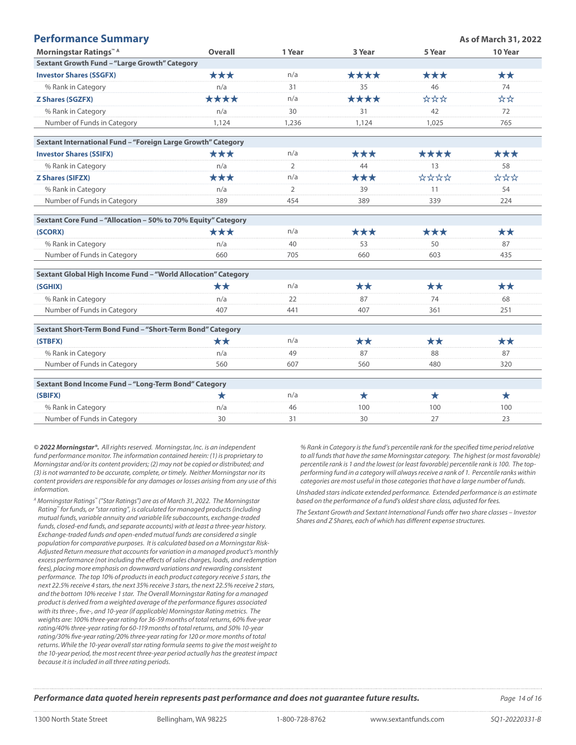## Performance Summary

**As of March 31, 2022**

| Morningstar Ratings™ A | Overall | 1 Year | 3 Year | 5 Year | 10 Year |
|---|---|---|---|---|---|
| **Sextant Growth Fund – "Large Growth" Category** | | | | | |
| **Investor Shares (SSGFX)** | ★★★ | n/a | ★★★★ | ★★★ | ★★ |
| % Rank in Category | n/a | 31 | 35 | 46 | 74 |
| **Z Shares (SGZFX)** | ★★★★ | n/a | ★★★★ | ☆☆☆ | ☆☆ |
| % Rank in Category | n/a | 30 | 31 | 42 | 72 |
| Number of Funds in Category | 1,124 | 1,236 | 1,124 | 1,025 | 765 |
| **Sextant International Fund – "Foreign Large Growth" Category** | | | | | |
| **Investor Shares (SSIFX)** | ★★★ | n/a | ★★★ | ★★★★ | ★★★ |
| % Rank in Category | n/a | 2 | 44 | 13 | 58 |
| **Z Shares (SIFZX)** | ★★★ | n/a | ★★★ | ☆☆☆☆ | ☆☆☆ |
| % Rank in Category | n/a | 2 | 39 | 11 | 54 |
| Number of Funds in Category | 389 | 454 | 389 | 339 | 224 |
| **Sextant Core Fund – "Allocation – 50% to 70% Equity" Category** | | | | | |
| **(SCORX)** | ★★★ | n/a | ★★★ | ★★★ | ★★ |
| % Rank in Category | n/a | 40 | 53 | 50 | 87 |
| Number of Funds in Category | 660 | 705 | 660 | 603 | 435 |
| **Sextant Global High Income Fund – "World Allocation" Category** | | | | | |
| **(SGHIX)** | ★★ | n/a | ★★ | ★★ | ★★ |
| % Rank in Category | n/a | 22 | 87 | 74 | 68 |
| Number of Funds in Category | 407 | 441 | 407 | 361 | 251 |
| **Sextant Short-Term Bond Fund – "Short-Term Bond" Category** | | | | | |
| **(STBFX)** | ★★ | n/a | ★★ | ★★ | ★★ |
| % Rank in Category | n/a | 49 | 87 | 88 | 87 |
| Number of Funds in Category | 560 | 607 | 560 | 480 | 320 |
| **Sextant Bond Income Fund – "Long-Term Bond" Category** | | | | | |
| **(SBIFX)** | ★ | n/a | ★ | ★ | ★ |
| % Rank in Category | n/a | 46 | 100 | 100 | 100 |
| Number of Funds in Category | 30 | 31 | 30 | 27 | 23 |

*© 2022 Morningstar®. All rights reserved. Morningstar, Inc. is an independent fund performance monitor. The information contained herein: (1) is proprietary to Morningstar and/or its content providers; (2) may not be copied or distributed; and (3) is not warranted to be accurate, complete, or timely. Neither Morningstar nor its content providers are responsible for any damages or losses arising from any use of this information.*

*[A] Morningstar Ratings™ ("Star Ratings") are as of March 31, 2022. The Morningstar Rating™ for funds, or "star rating", is calculated for managed products (including mutual funds, variable annuity and variable life subaccounts, exchange-traded funds, closed-end funds, and separate accounts) with at least a three-year history. Exchange-traded funds and open-ended mutual funds are considered a single population for comparative purposes. It is calculated based on a Morningstar Risk-Adjusted Return measure that accounts for variation in a managed product's monthly excess performance (not including the effects of sales charges, loads, and redemption fees), placing more emphasis on downward variations and rewarding consistent performance. The top 10% of products in each product category receive 5 stars, the next 22.5% receive 4 stars, the next 35% receive 3 stars, the next 22.5% receive 2 stars, and the bottom 10% receive 1 star. The Overall Morningstar Rating for a managed product is derived from a weighted average of the performance figures associated with its three-, five-, and 10-year (if applicable) Morningstar Rating metrics. The weights are: 100% three-year rating for 36-59 months of total returns, 60% five-year rating/40% three-year rating for 60-119 months of total returns, and 50% 10-year rating/30% five-year rating/20% three-year rating for 120 or more months of total returns. While the 10-year overall star rating formula seems to give the most weight to the 10-year period, the most recent three-year period actually has the greatest impact because it is included in all three rating periods.*

*% Rank in Category is the fund's percentile rank for the specified time period relative to all funds that have the same Morningstar category. The highest (or most favorable) percentile rank is 1 and the lowest (or least favorable) percentile rank is 100. The top-performing fund in a category will always receive a rank of 1. Percentile ranks within categories are most useful in those categories that have a large number of funds.*

*Unshaded stars indicate extended performance. Extended performance is an estimate based on the performance of a fund's oldest share class, adjusted for fees.*

*The Sextant Growth and Sextant International Funds offer two share classes – Investor Shares and Z Shares, each of which has different expense structures.*

***Performance data quoted herein represents past performance and does not guarantee future results.***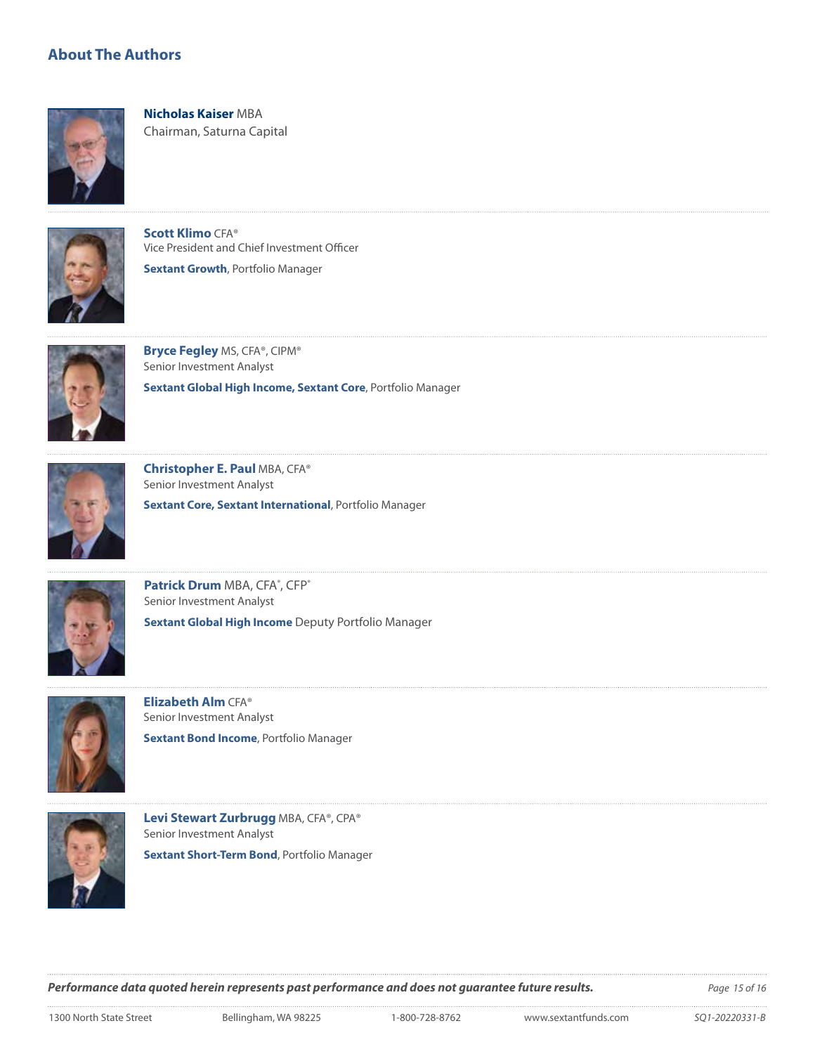## About The Authors

**Nicholas Kaiser** MBA
Chairman, Saturna Capital

---

**Scott Klimo** CFA®
Vice President and Chief Investment Officer

**Sextant Growth**, Portfolio Manager

---

**Bryce Fegley** MS, CFA®, CIPM®
Senior Investment Analyst

**Sextant Global High Income, Sextant Core**, Portfolio Manager

---

**Christopher E. Paul** MBA, CFA®
Senior Investment Analyst

**Sextant Core, Sextant International**, Portfolio Manager

---

**Patrick Drum** MBA, CFA®, CFP®
Senior Investment Analyst

**Sextant Global High Income** Deputy Portfolio Manager

---

**Elizabeth Alm** CFA®
Senior Investment Analyst

**Sextant Bond Income**, Portfolio Manager

---

**Levi Stewart Zurbrugg** MBA, CFA®, CPA®
Senior Investment Analyst

**Sextant Short-Term Bond**, Portfolio Manager

***Performance data quoted herein represents past performance and does not guarantee future results.***

1300 North State Street | Bellingham, WA 98225 | 1-800-728-8762 | www.sextantfunds.com | SQ1-20220331-B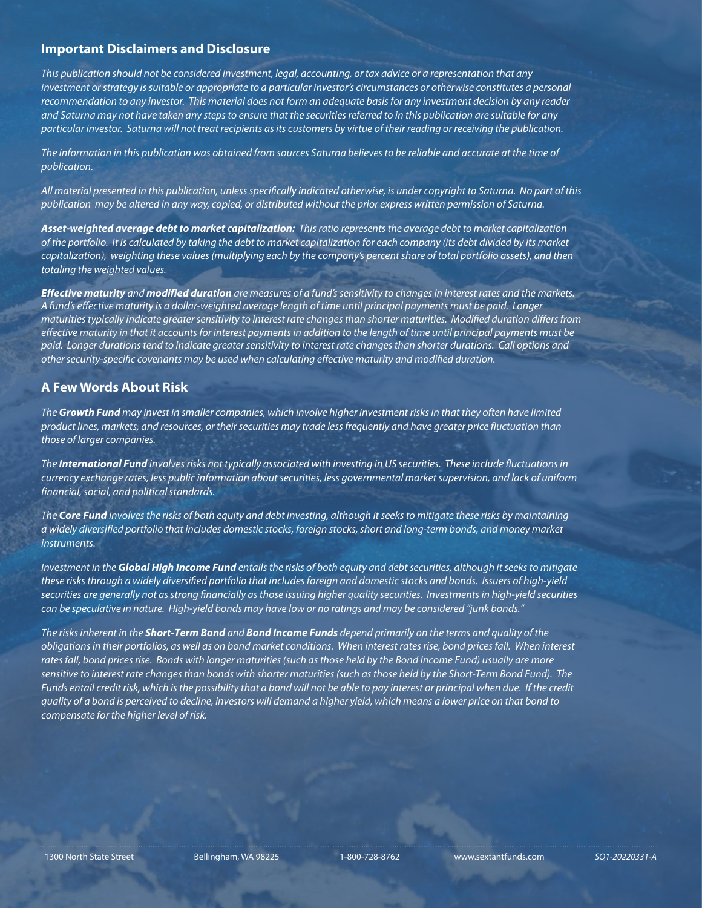## Important Disclaimers and Disclosure

*This publication should not be considered investment, legal, accounting, or tax advice or a representation that any investment or strategy is suitable or appropriate to a particular investor's circumstances or otherwise constitutes a personal recommendation to any investor. This material does not form an adequate basis for any investment decision by any reader and Saturna may not have taken any steps to ensure that the securities referred to in this publication are suitable for any particular investor. Saturna will not treat recipients as its customers by virtue of their reading or receiving the publication.*

*The information in this publication was obtained from sources Saturna believes to be reliable and accurate at the time of publication.*

*All material presented in this publication, unless specifically indicated otherwise, is under copyright to Saturna. No part of this publication may be altered in any way, copied, or distributed without the prior express written permission of Saturna.*

***Asset-weighted average debt to market capitalization:*** *This ratio represents the average debt to market capitalization of the portfolio. It is calculated by taking the debt to market capitalization for each company (its debt divided by its market capitalization), weighting these values (multiplying each by the company's percent share of total portfolio assets), and then totaling the weighted values.*

***Effective maturity*** *and* ***modified duration*** *are measures of a fund's sensitivity to changes in interest rates and the markets. A fund's effective maturity is a dollar-weighted average length of time until principal payments must be paid. Longer maturities typically indicate greater sensitivity to interest rate changes than shorter maturities. Modified duration differs from effective maturity in that it accounts for interest payments in addition to the length of time until principal payments must be paid. Longer durations tend to indicate greater sensitivity to interest rate changes than shorter durations. Call options and other security-specific covenants may be used when calculating effective maturity and modified duration.*

## A Few Words About Risk

*The* ***Growth Fund*** *may invest in smaller companies, which involve higher investment risks in that they often have limited product lines, markets, and resources, or their securities may trade less frequently and have greater price fluctuation than those of larger companies.*

*The* ***International Fund*** *involves risks not typically associated with investing in US securities. These include fluctuations in currency exchange rates, less public information about securities, less governmental market supervision, and lack of uniform financial, social, and political standards.*

*The* ***Core Fund*** *involves the risks of both equity and debt investing, although it seeks to mitigate these risks by maintaining a widely diversified portfolio that includes domestic stocks, foreign stocks, short and long-term bonds, and money market instruments.*

*Investment in the* ***Global High Income Fund*** *entails the risks of both equity and debt securities, although it seeks to mitigate these risks through a widely diversified portfolio that includes foreign and domestic stocks and bonds. Issuers of high-yield securities are generally not as strong financially as those issuing higher quality securities. Investments in high-yield securities can be speculative in nature. High-yield bonds may have low or no ratings and may be considered "junk bonds."*

*The risks inherent in the* ***Short-Term Bond*** *and* ***Bond Income Funds*** *depend primarily on the terms and quality of the obligations in their portfolios, as well as on bond market conditions. When interest rates rise, bond prices fall. When interest rates fall, bond prices rise. Bonds with longer maturities (such as those held by the Bond Income Fund) usually are more sensitive to interest rate changes than bonds with shorter maturities (such as those held by the Short-Term Bond Fund). The Funds entail credit risk, which is the possibility that a bond will not be able to pay interest or principal when due. If the credit quality of a bond is perceived to decline, investors will demand a higher yield, which means a lower price on that bond to compensate for the higher level of risk.*

1300 North State Street Bellingham, WA 98225 1-800-728-8762 www.sextantfunds.com *SQ1-20220331-A*